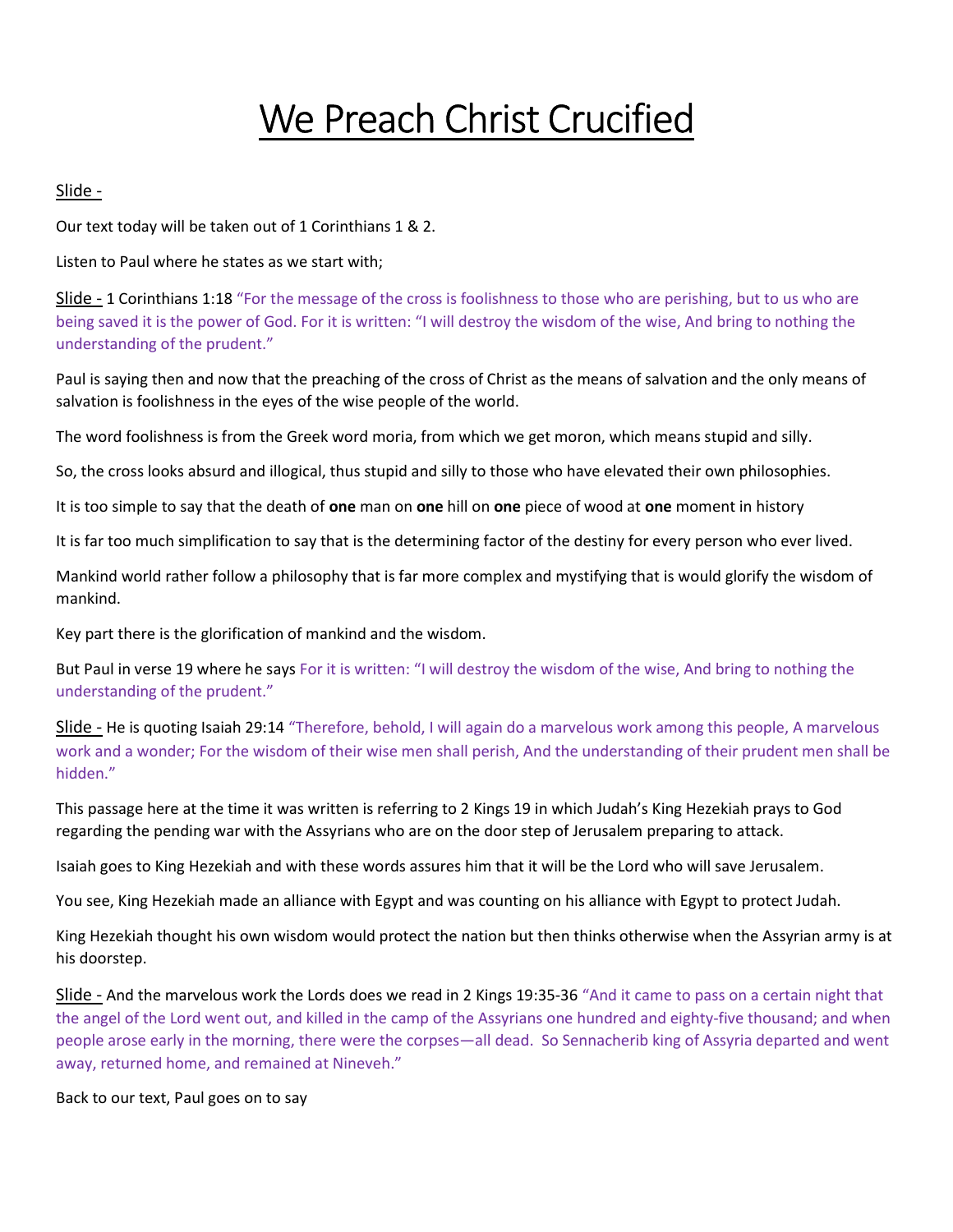# We Preach Christ Crucified

Slide -

Our text today will be taken out of 1 Corinthians 1 & 2.

Listen to Paul where he states as we start with;

Slide - 1 Corinthians 1:18 "For the message of the cross is foolishness to those who are perishing, but to us who are being saved it is the power of God. For it is written: "I will destroy the wisdom of the wise, And bring to nothing the understanding of the prudent."

Paul is saying then and now that the preaching of the cross of Christ as the means of salvation and the only means of salvation is foolishness in the eyes of the wise people of the world.

The word foolishness is from the Greek word moria, from which we get moron, which means stupid and silly.

So, the cross looks absurd and illogical, thus stupid and silly to those who have elevated their own philosophies.

It is too simple to say that the death of **one** man on **one** hill on **one** piece of wood at **one** moment in history

It is far too much simplification to say that is the determining factor of the destiny for every person who ever lived.

Mankind world rather follow a philosophy that is far more complex and mystifying that is would glorify the wisdom of mankind.

Key part there is the glorification of mankind and the wisdom.

But Paul in verse 19 where he says For it is written: "I will destroy the wisdom of the wise, And bring to nothing the understanding of the prudent."

Slide - He is quoting Isaiah 29:14 "Therefore, behold, I will again do a marvelous work among this people, A marvelous work and a wonder; For the wisdom of their wise men shall perish, And the understanding of their prudent men shall be hidden."

This passage here at the time it was written is referring to 2 Kings 19 in which Judah's King Hezekiah prays to God regarding the pending war with the Assyrians who are on the door step of Jerusalem preparing to attack.

Isaiah goes to King Hezekiah and with these words assures him that it will be the Lord who will save Jerusalem.

You see, King Hezekiah made an alliance with Egypt and was counting on his alliance with Egypt to protect Judah.

King Hezekiah thought his own wisdom would protect the nation but then thinks otherwise when the Assyrian army is at his doorstep.

Slide - And the marvelous work the Lords does we read in 2 Kings 19:35-36 "And it came to pass on a certain night that the angel of the Lord went out, and killed in the camp of the Assyrians one hundred and eighty-five thousand; and when people arose early in the morning, there were the corpses—all dead. So Sennacherib king of Assyria departed and went away, returned home, and remained at Nineveh."

Back to our text, Paul goes on to say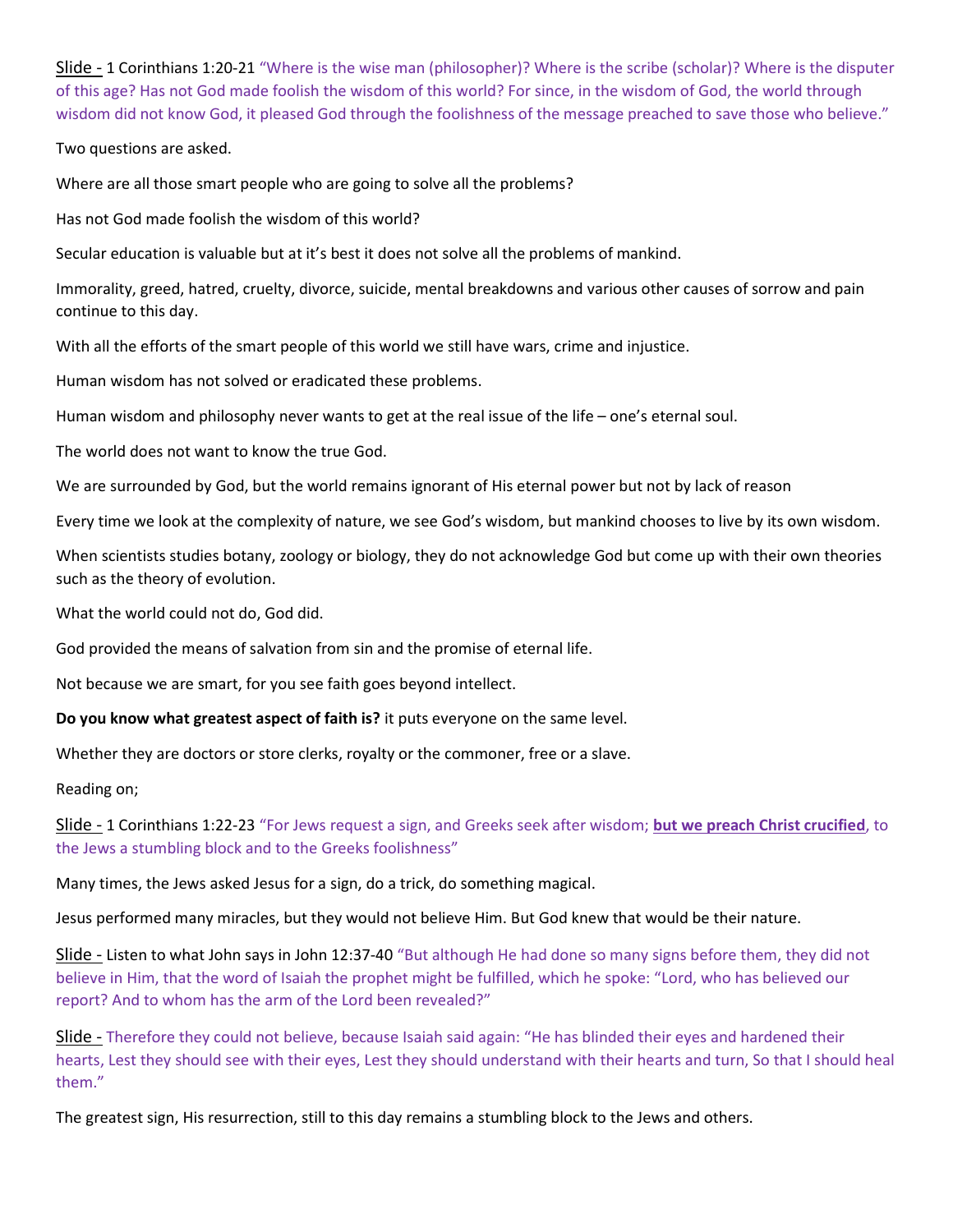Slide - 1 Corinthians 1:20-21 “Where is the wise man (philosopher)? Where is the scribe (scholar)? Where is the disputer of this age? Has not God made foolish the wisdom of this world? For since, in the wisdom of God, the world through wisdom did not know God, it pleased God through the foolishness of the message preached to save those who believe.”

Two questions are asked.

Where are all those smart people who are going to solve all the problems?

Has not God made foolish the wisdom of this world?

Secular education is valuable but at it’s best it does not solve all the problems of mankind.

Immorality, greed, hatred, cruelty, divorce, suicide, mental breakdowns and various other causes of sorrow and pain continue to this day.

With all the efforts of the smart people of this world we still have wars, crime and injustice.

Human wisdom has not solved or eradicated these problems.

Human wisdom and philosophy never wants to get at the real issue of the life – one’s eternal soul.

The world does not want to know the true God.

We are surrounded by God, but the world remains ignorant of His eternal power but not by lack of reason

Every time we look at the complexity of nature, we see God’s wisdom, but mankind chooses to live by its own wisdom.

When scientists studies botany, zoology or biology, they do not acknowledge God but come up with their own theories such as the theory of evolution.

What the world could not do, God did.

God provided the means of salvation from sin and the promise of eternal life.

Not because we are smart, for you see faith goes beyond intellect.

**Do you know what greatest aspect of faith is?** it puts everyone on the same level.

Whether they are doctors or store clerks, royalty or the commoner, free or a slave.

Reading on;

Slide - 1 Corinthians 1:22-23 “For Jews request a sign, and Greeks seek after wisdom; **but we preach Christ crucified**, to the Jews a stumbling block and to the Greeks foolishness”

Many times, the Jews asked Jesus for a sign, do a trick, do something magical.

Jesus performed many miracles, but they would not believe Him. But God knew that would be their nature.

Slide - Listen to what John says in John 12:37-40 “But although He had done so many signs before them, they did not believe in Him, that the word of Isaiah the prophet might be fulfilled, which he spoke: “Lord, who has believed our report? And to whom has the arm of the Lord been revealed?”

Slide - Therefore they could not believe, because Isaiah said again: “He has blinded their eyes and hardened their hearts, Lest they should see with their eyes, Lest they should understand with their hearts and turn, So that I should heal them.”

The greatest sign, His resurrection, still to this day remains a stumbling block to the Jews and others.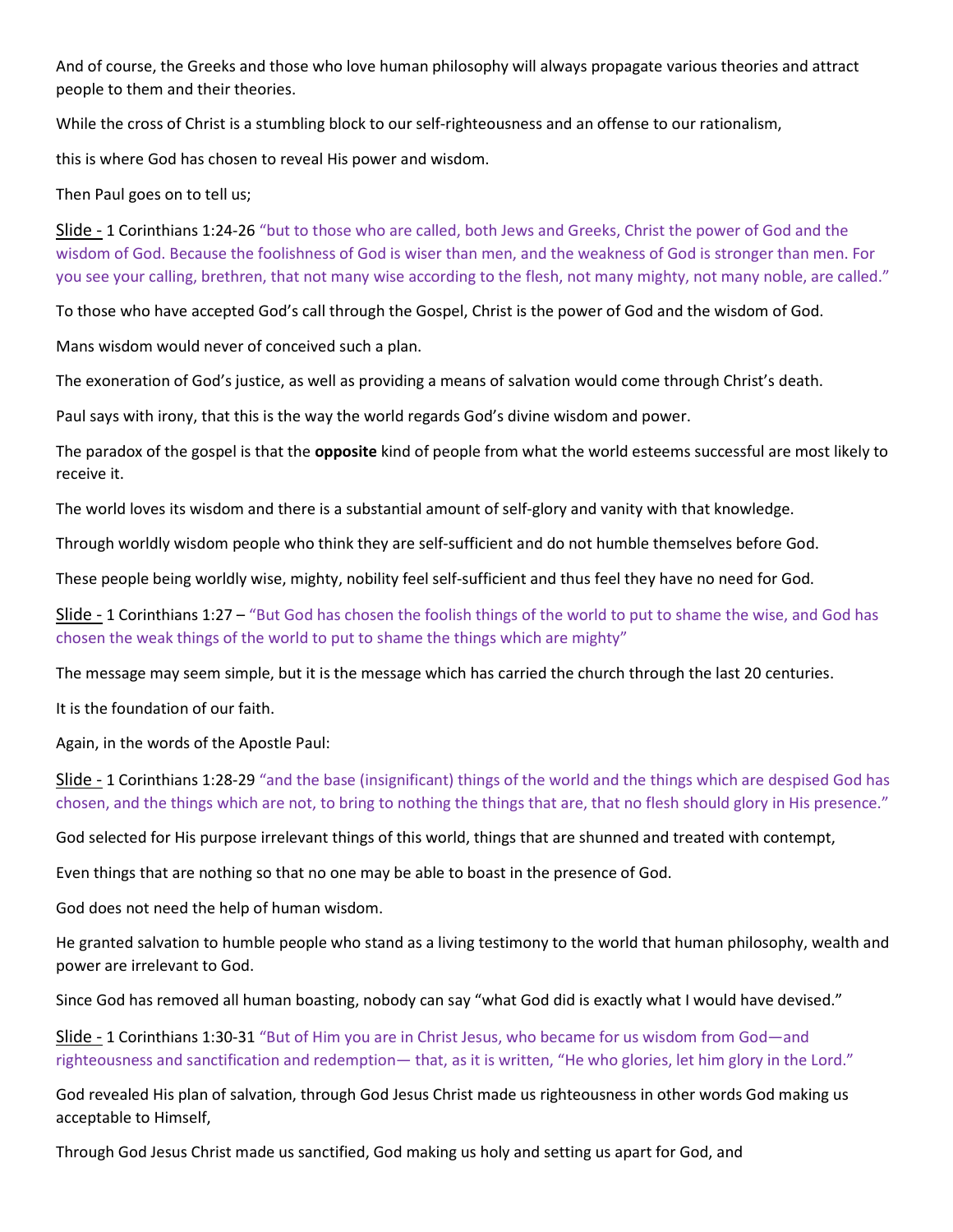And of course, the Greeks and those who love human philosophy will always propagate various theories and attract people to them and their theories.

While the cross of Christ is a stumbling block to our self-righteousness and an offense to our rationalism,

this is where God has chosen to reveal His power and wisdom.

Then Paul goes on to tell us;

Slide - 1 Corinthians 1:24-26 "but to those who are called, both Jews and Greeks, Christ the power of God and the wisdom of God. Because the foolishness of God is wiser than men, and the weakness of God is stronger than men. For you see your calling, brethren, that not many wise according to the flesh, not many mighty, not many noble, are called."

To those who have accepted God's call through the Gospel, Christ is the power of God and the wisdom of God.

Mans wisdom would never of conceived such a plan.

The exoneration of God's justice, as well as providing a means of salvation would come through Christ's death.

Paul says with irony, that this is the way the world regards God's divine wisdom and power.

The paradox of the gospel is that the **opposite** kind of people from what the world esteems successful are most likely to receive it.

The world loves its wisdom and there is a substantial amount of self-glory and vanity with that knowledge.

Through worldly wisdom people who think they are self-sufficient and do not humble themselves before God.

These people being worldly wise, mighty, nobility feel self-sufficient and thus feel they have no need for God.

Slide - 1 Corinthians 1:27 – "But God has chosen the foolish things of the world to put to shame the wise, and God has chosen the weak things of the world to put to shame the things which are mighty"

The message may seem simple, but it is the message which has carried the church through the last 20 centuries.

It is the foundation of our faith.

Again, in the words of the Apostle Paul:

Slide - 1 Corinthians 1:28-29 "and the base (insignificant) things of the world and the things which are despised God has chosen, and the things which are not, to bring to nothing the things that are, that no flesh should glory in His presence."

God selected for His purpose irrelevant things of this world, things that are shunned and treated with contempt,

Even things that are nothing so that no one may be able to boast in the presence of God.

God does not need the help of human wisdom.

He granted salvation to humble people who stand as a living testimony to the world that human philosophy, wealth and power are irrelevant to God.

Since God has removed all human boasting, nobody can say "what God did is exactly what I would have devised."

Slide - 1 Corinthians 1:30-31 "But of Him you are in Christ Jesus, who became for us wisdom from God—and righteousness and sanctification and redemption— that, as it is written, "He who glories, let him glory in the Lord."

God revealed His plan of salvation, through God Jesus Christ made us righteousness in other words God making us acceptable to Himself,

Through God Jesus Christ made us sanctified, God making us holy and setting us apart for God, and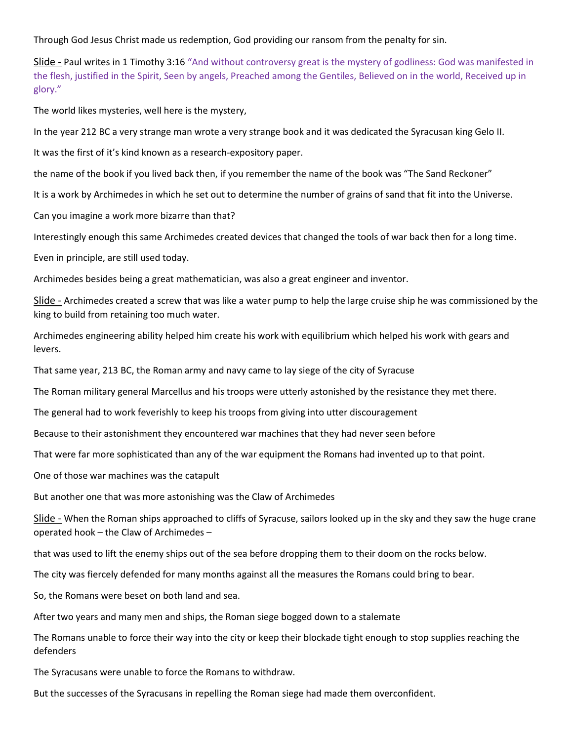Through God Jesus Christ made us redemption, God providing our ransom from the penalty for sin.

Slide - Paul writes in 1 Timothy 3:16 "And without controversy great is the mystery of godliness: God was manifested in the flesh, justified in the Spirit, Seen by angels, Preached among the Gentiles, Believed on in the world, Received up in glory."

The world likes mysteries, well here is the mystery,

In the year 212 BC a very strange man wrote a very strange book and it was dedicated the Syracusan king Gelo II.

It was the first of it's kind known as a research-expository paper.

the name of the book if you lived back then, if you remember the name of the book was "The Sand Reckoner"

It is a work by Archimedes in which he set out to determine the number of grains of sand that fit into the Universe.

Can you imagine a work more bizarre than that?

Interestingly enough this same Archimedes created devices that changed the tools of war back then for a long time.

Even in principle, are still used today.

Archimedes besides being a great mathematician, was also a great engineer and inventor.

Slide - Archimedes created a screw that was like a water pump to help the large cruise ship he was commissioned by the king to build from retaining too much water.

Archimedes engineering ability helped him create his work with equilibrium which helped his work with gears and levers.

That same year, 213 BC, the Roman army and navy came to lay siege of the city of Syracuse

The Roman military general Marcellus and his troops were utterly astonished by the resistance they met there.

The general had to work feverishly to keep his troops from giving into utter discouragement

Because to their astonishment they encountered war machines that they had never seen before

That were far more sophisticated than any of the war equipment the Romans had invented up to that point.

One of those war machines was the catapult

But another one that was more astonishing was the Claw of Archimedes

Slide - When the Roman ships approached to cliffs of Syracuse, sailors looked up in the sky and they saw the huge crane operated hook – the Claw of Archimedes –

that was used to lift the enemy ships out of the sea before dropping them to their doom on the rocks below.

The city was fiercely defended for many months against all the measures the Romans could bring to bear.

So, the Romans were beset on both land and sea.

After two years and many men and ships, the Roman siege bogged down to a stalemate

The Romans unable to force their way into the city or keep their blockade tight enough to stop supplies reaching the defenders

The Syracusans were unable to force the Romans to withdraw.

But the successes of the Syracusans in repelling the Roman siege had made them overconfident.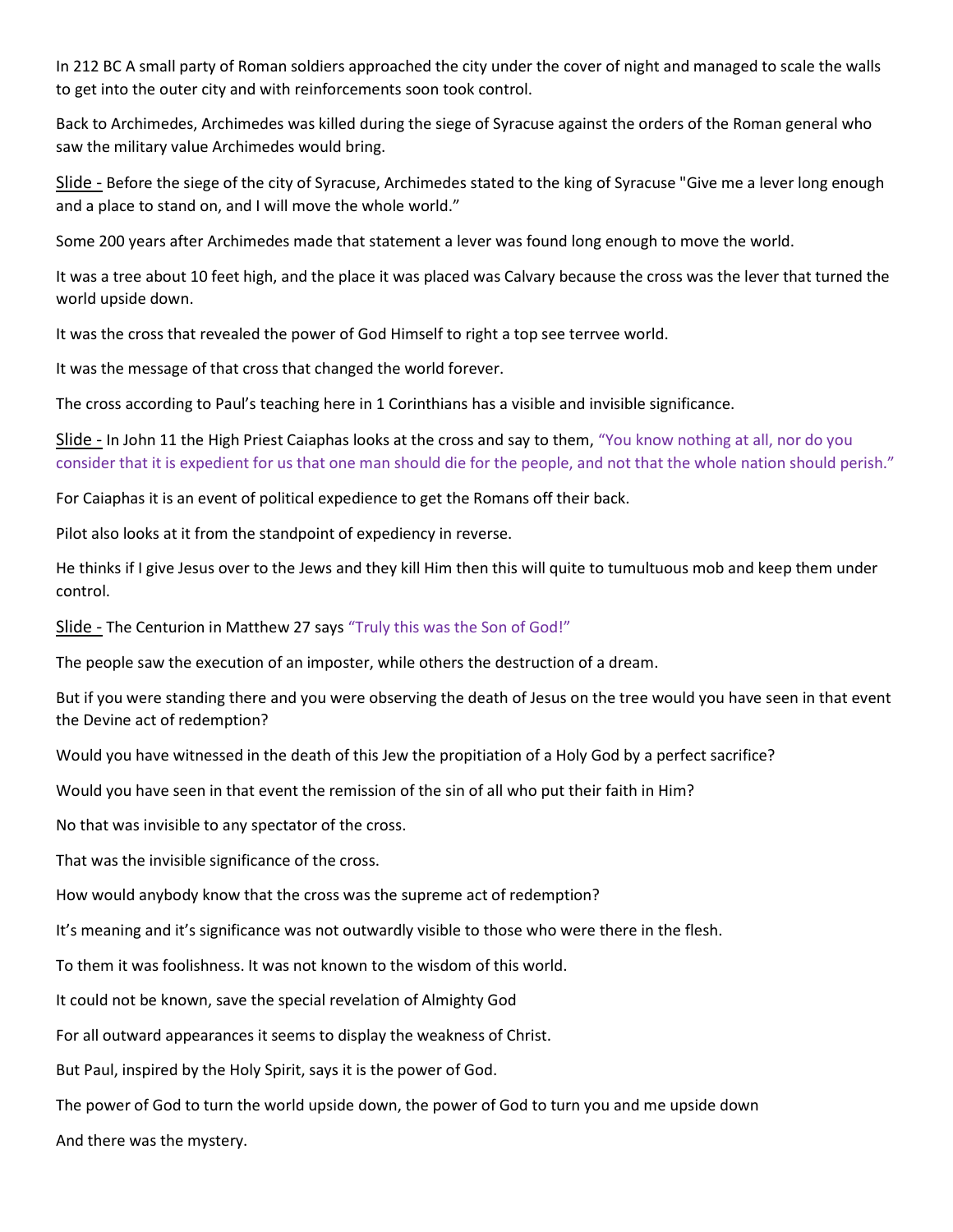In 212 BC A small party of Roman soldiers approached the city under the cover of night and managed to scale the walls to get into the outer city and with reinforcements soon took control.

Back to Archimedes, Archimedes was killed during the siege of Syracuse against the orders of the Roman general who saw the military value Archimedes would bring.

<u>Slide -</u> Before the siege of the city of Syracuse, Archimedes stated to the king of Syracuse "Give me a lever long enough and a place to stand on, and I will move the whole world."

Some 200 years after Archimedes made that statement a lever was found long enough to move the world.

It was a tree about 10 feet high, and the place it was placed was Calvary because the cross was the lever that turned the world upside down.

It was the cross that revealed the power of God Himself to right a top see terrvee world.

It was the message of that cross that changed the world forever.

The cross according to Paul's teaching here in 1 Corinthians has a visible and invisible significance.

<u>Slide -</u> In John 11 the High Priest Caiaphas looks at the cross and say to them, "You know nothing at all, nor do you consider that it is expedient for us that one man should die for the people, and not that the whole nation should perish."

For Caiaphas it is an event of political expedience to get the Romans off their back.

Pilot also looks at it from the standpoint of expediency in reverse.

He thinks if I give Jesus over to the Jews and they kill Him then this will quite to tumultuous mob and keep them under control.

<u>Slide -</u> The Centurion in Matthew 27 says "Truly this was the Son of God!"

The people saw the execution of an imposter, while others the destruction of a dream.

But if you were standing there and you were observing the death of Jesus on the tree would you have seen in that event the Devine act of redemption?

Would you have witnessed in the death of this Jew the propitiation of a Holy God by a perfect sacrifice?

Would you have seen in that event the remission of the sin of all who put their faith in Him?

No that was invisible to any spectator of the cross.

That was the invisible significance of the cross.

How would anybody know that the cross was the supreme act of redemption?

It's meaning and it's significance was not outwardly visible to those who were there in the flesh.

To them it was foolishness. It was not known to the wisdom of this world.

It could not be known, save the special revelation of Almighty God

For all outward appearances it seems to display the weakness of Christ.

But Paul, inspired by the Holy Spirit, says it is the power of God.

The power of God to turn the world upside down, the power of God to turn you and me upside down

And there was the mystery.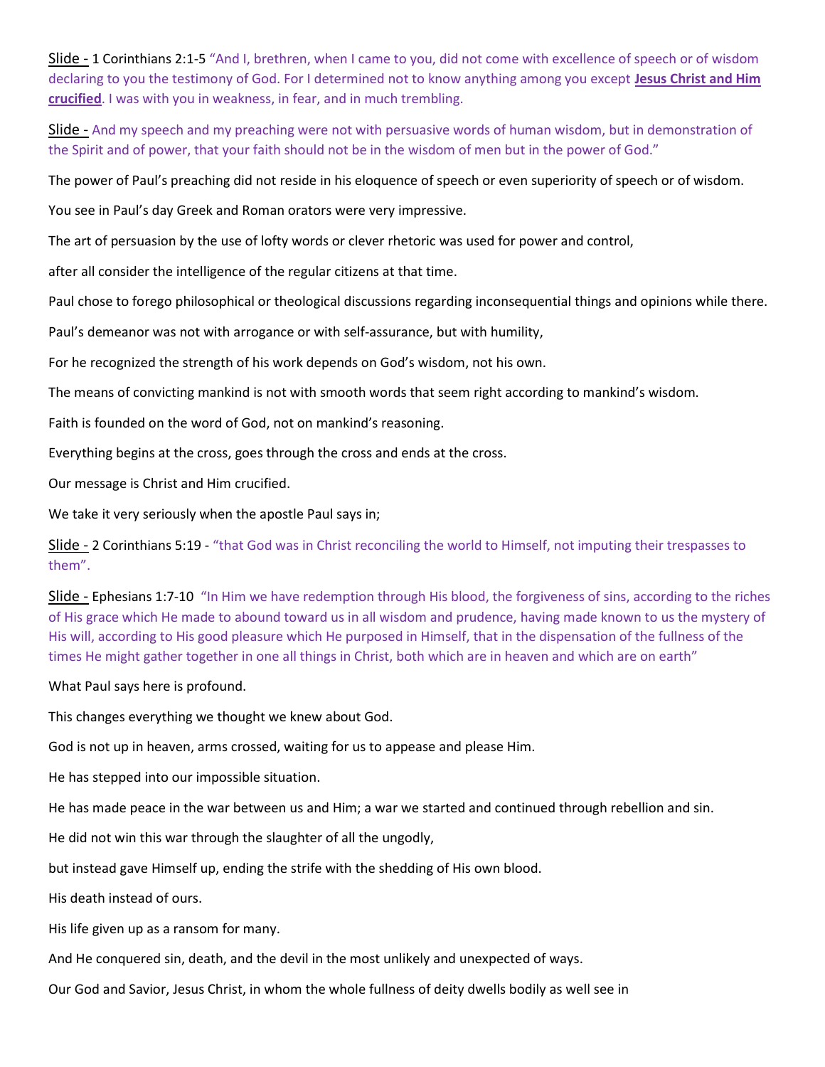<u>Slide -</u> 1 Corinthians 2:1-5 "And I, brethren, when I came to you, did not come with excellence of speech or of wisdom declaring to you the testimony of God. For I determined not to know anything among you except **<u>Jesus Christ and Him crucified</u>**. I was with you in weakness, in fear, and in much trembling.

<u>Slide -</u> And my speech and my preaching were not with persuasive words of human wisdom, but in demonstration of the Spirit and of power, that your faith should not be in the wisdom of men but in the power of God."

The power of Paul's preaching did not reside in his eloquence of speech or even superiority of speech or of wisdom.

You see in Paul's day Greek and Roman orators were very impressive.

The art of persuasion by the use of lofty words or clever rhetoric was used for power and control,

after all consider the intelligence of the regular citizens at that time.

Paul chose to forego philosophical or theological discussions regarding inconsequential things and opinions while there.

Paul's demeanor was not with arrogance or with self-assurance, but with humility,

For he recognized the strength of his work depends on God's wisdom, not his own.

The means of convicting mankind is not with smooth words that seem right according to mankind's wisdom.

Faith is founded on the word of God, not on mankind's reasoning.

Everything begins at the cross, goes through the cross and ends at the cross.

Our message is Christ and Him crucified.

We take it very seriously when the apostle Paul says in;

<u>Slide -</u> 2 Corinthians 5:19 - "that God was in Christ reconciling the world to Himself, not imputing their trespasses to them".

<u>Slide -</u> Ephesians 1:7-10 "In Him we have redemption through His blood, the forgiveness of sins, according to the riches of His grace which He made to abound toward us in all wisdom and prudence, having made known to us the mystery of His will, according to His good pleasure which He purposed in Himself, that in the dispensation of the fullness of the times He might gather together in one all things in Christ, both which are in heaven and which are on earth"

What Paul says here is profound.

This changes everything we thought we knew about God.

God is not up in heaven, arms crossed, waiting for us to appease and please Him.

He has stepped into our impossible situation.

He has made peace in the war between us and Him; a war we started and continued through rebellion and sin.

He did not win this war through the slaughter of all the ungodly,

but instead gave Himself up, ending the strife with the shedding of His own blood.

His death instead of ours.

His life given up as a ransom for many.

And He conquered sin, death, and the devil in the most unlikely and unexpected of ways.

Our God and Savior, Jesus Christ, in whom the whole fullness of deity dwells bodily as well see in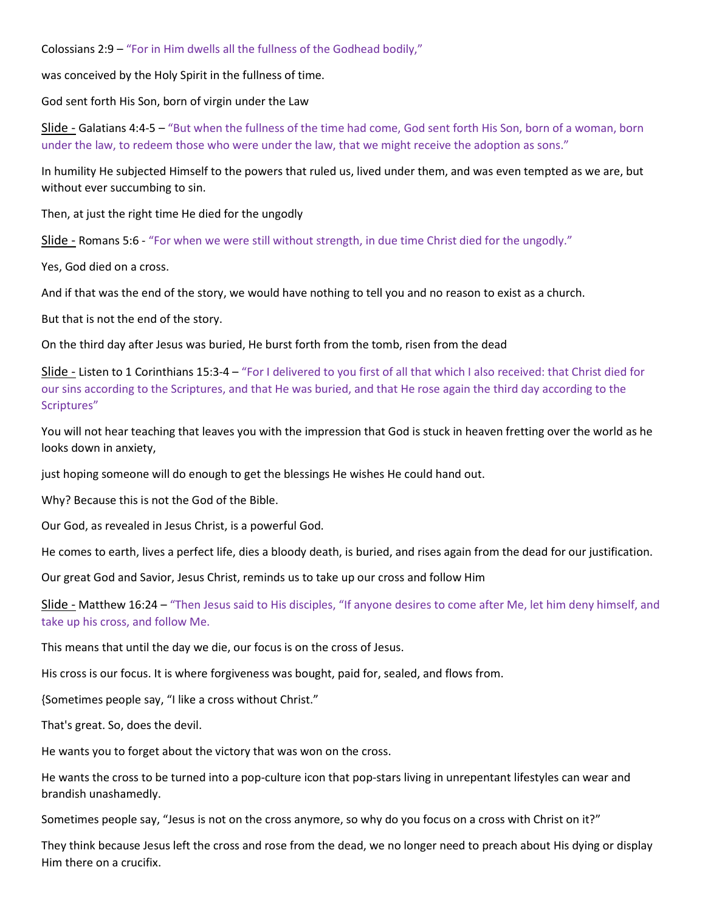Colossians 2:9 – "For in Him dwells all the fullness of the Godhead bodily,"

was conceived by the Holy Spirit in the fullness of time.

God sent forth His Son, born of virgin under the Law

Slide - Galatians 4:4-5 – "But when the fullness of the time had come, God sent forth His Son, born of a woman, born under the law, to redeem those who were under the law, that we might receive the adoption as sons."

In humility He subjected Himself to the powers that ruled us, lived under them, and was even tempted as we are, but without ever succumbing to sin.

Then, at just the right time He died for the ungodly

Slide - Romans 5:6 - "For when we were still without strength, in due time Christ died for the ungodly."

Yes, God died on a cross.

And if that was the end of the story, we would have nothing to tell you and no reason to exist as a church.

But that is not the end of the story.

On the third day after Jesus was buried, He burst forth from the tomb, risen from the dead

Slide - Listen to 1 Corinthians 15:3-4 – "For I delivered to you first of all that which I also received: that Christ died for our sins according to the Scriptures, and that He was buried, and that He rose again the third day according to the Scriptures"

You will not hear teaching that leaves you with the impression that God is stuck in heaven fretting over the world as he looks down in anxiety,

just hoping someone will do enough to get the blessings He wishes He could hand out.

Why? Because this is not the God of the Bible.

Our God, as revealed in Jesus Christ, is a powerful God.

He comes to earth, lives a perfect life, dies a bloody death, is buried, and rises again from the dead for our justification.

Our great God and Savior, Jesus Christ, reminds us to take up our cross and follow Him

Slide - Matthew 16:24 – "Then Jesus said to His disciples, "If anyone desires to come after Me, let him deny himself, and take up his cross, and follow Me.

This means that until the day we die, our focus is on the cross of Jesus.

His cross is our focus. It is where forgiveness was bought, paid for, sealed, and flows from.

{Sometimes people say, "I like a cross without Christ."

That's great. So, does the devil.

He wants you to forget about the victory that was won on the cross.

He wants the cross to be turned into a pop-culture icon that pop-stars living in unrepentant lifestyles can wear and brandish unashamedly.

Sometimes people say, "Jesus is not on the cross anymore, so why do you focus on a cross with Christ on it?"

They think because Jesus left the cross and rose from the dead, we no longer need to preach about His dying or display Him there on a crucifix.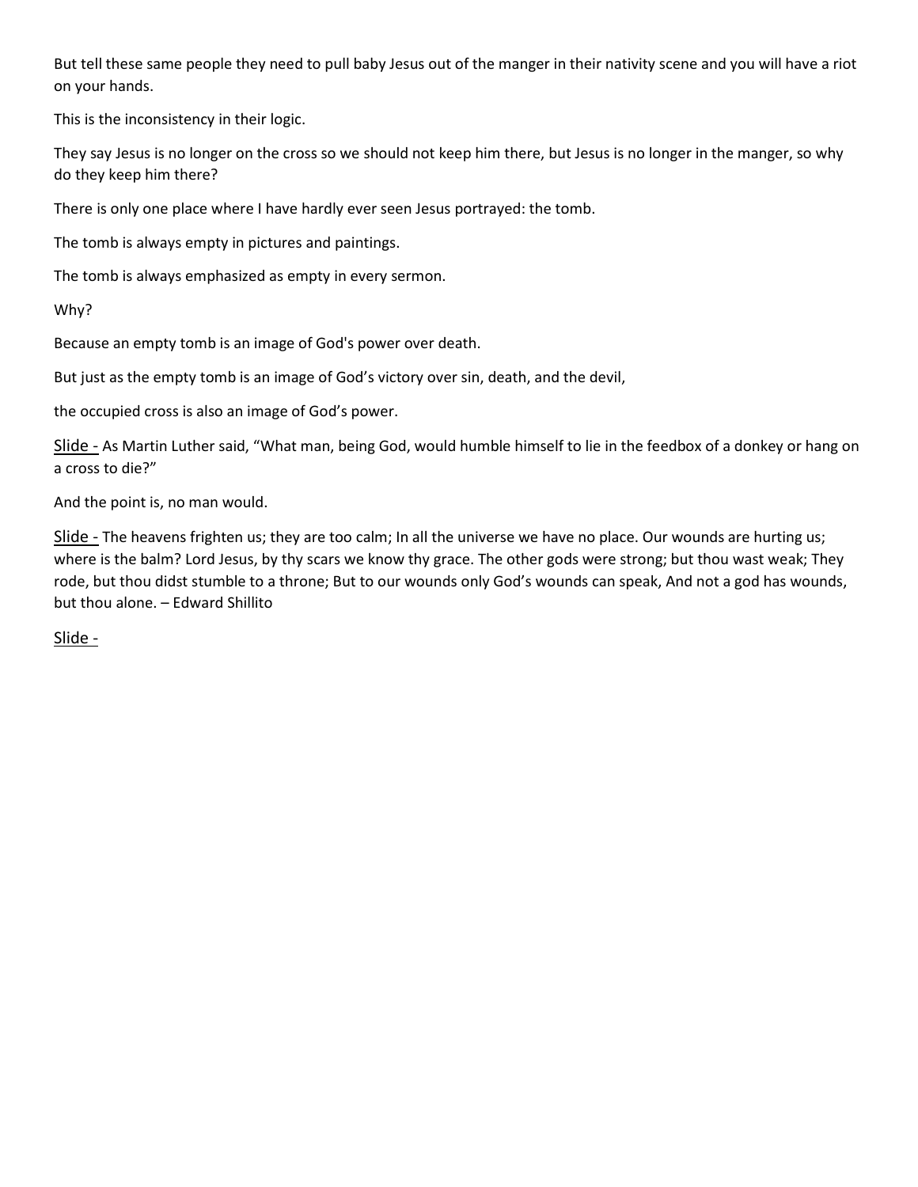But tell these same people they need to pull baby Jesus out of the manger in their nativity scene and you will have a riot on your hands.

This is the inconsistency in their logic.

They say Jesus is no longer on the cross so we should not keep him there, but Jesus is no longer in the manger, so why do they keep him there?

There is only one place where I have hardly ever seen Jesus portrayed: the tomb.

The tomb is always empty in pictures and paintings.

The tomb is always emphasized as empty in every sermon.

Why?

Because an empty tomb is an image of God's power over death.

But just as the empty tomb is an image of God's victory over sin, death, and the devil,

the occupied cross is also an image of God's power.

<u>Slide -</u> As Martin Luther said, "What man, being God, would humble himself to lie in the feedbox of a donkey or hang on a cross to die?"

And the point is, no man would.

<u>Slide -</u> The heavens frighten us; they are too calm; In all the universe we have no place. Our wounds are hurting us; where is the balm? Lord Jesus, by thy scars we know thy grace. The other gods were strong; but thou wast weak; They rode, but thou didst stumble to a throne; But to our wounds only God's wounds can speak, And not a god has wounds, but thou alone. – Edward Shillito

<u>Slide -</u>